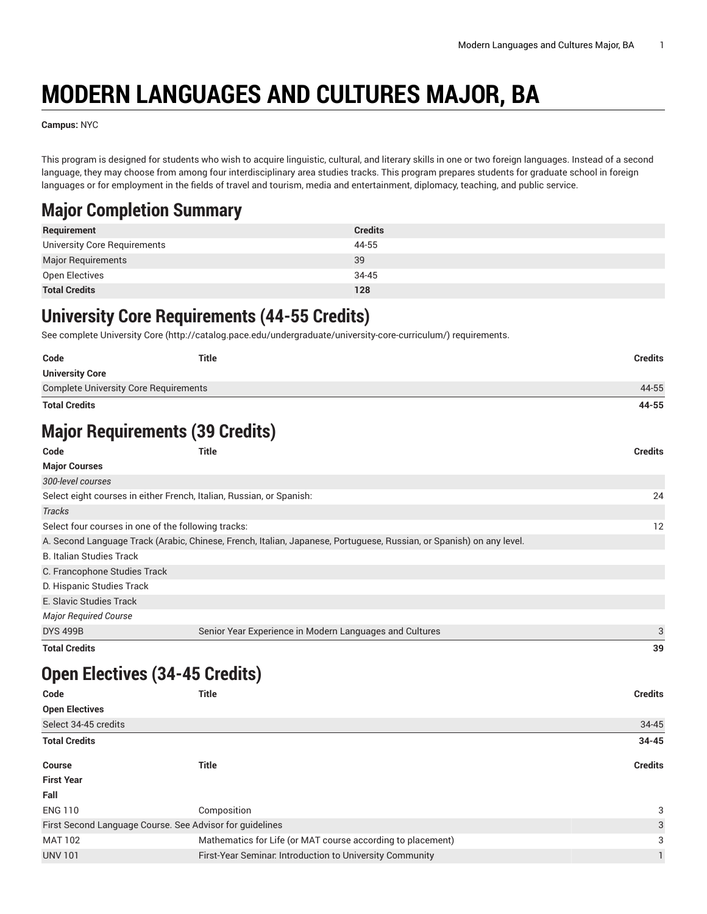# MODERN LANGUAGES AND CULTURES MAJOR, BA

**Campus:** NYC

This program is designed for students who wish to acquire linguistic, cultural, and literary skills in one or two foreign languages. Instead of a second language, they may choose from among four interdisciplinary area studies tracks. This program prepares students for graduate school in foreign languages or for employment in the fields of travel and tourism, media and entertainment, diplomacy, teaching, and public service.

## Major Completion Summary

| Requirement | Credits |
| --- | --- |
| University Core Requirements | 44-55 |
| Major Requirements | 39 |
| Open Electives | 34-45 |
| **Total Credits** | **128** |

## University Core Requirements (44-55 Credits)

See complete University Core (http://catalog.pace.edu/undergraduate/university-core-curriculum/) requirements.

| Code | Title | Credits |
| --- | --- | --- |
| **University Core** | | |
| Complete University Core Requirements | | 44-55 |
| **Total Credits** | | **44-55** |

## Major Requirements (39 Credits)

| Code | Title | Credits |
| --- | --- | --- |
| **Major Courses** | | |
| *300-level courses* | | |
| Select eight courses in either French, Italian, Russian, or Spanish: | | 24 |
| *Tracks* | | |
| Select four courses in one of the following tracks: | | 12 |
| A. Second Language Track (Arabic, Chinese, French, Italian, Japanese, Portuguese, Russian, or Spanish) on any level. | | |
| B. Italian Studies Track | | |
| C. Francophone Studies Track | | |
| D. Hispanic Studies Track | | |
| E. Slavic Studies Track | | |
| *Major Required Course* | | |
| DYS 499B | Senior Year Experience in Modern Languages and Cultures | 3 |
| **Total Credits** | | **39** |

## Open Electives (34-45 Credits)

| Code | Title | Credits |
| --- | --- | --- |
| **Open Electives** | | |
| Select 34-45 credits | | 34-45 |
| **Total Credits** | | **34-45** |

| Course | Title | Credits |
| --- | --- | --- |
| **First Year** | | |
| **Fall** | | |
| ENG 110 | Composition | 3 |
| First Second Language Course. See Advisor for guidelines | | 3 |
| MAT 102 | Mathematics for Life (or MAT course according to placement) | 3 |
| UNV 101 | First-Year Seminar: Introduction to University Community | 1 |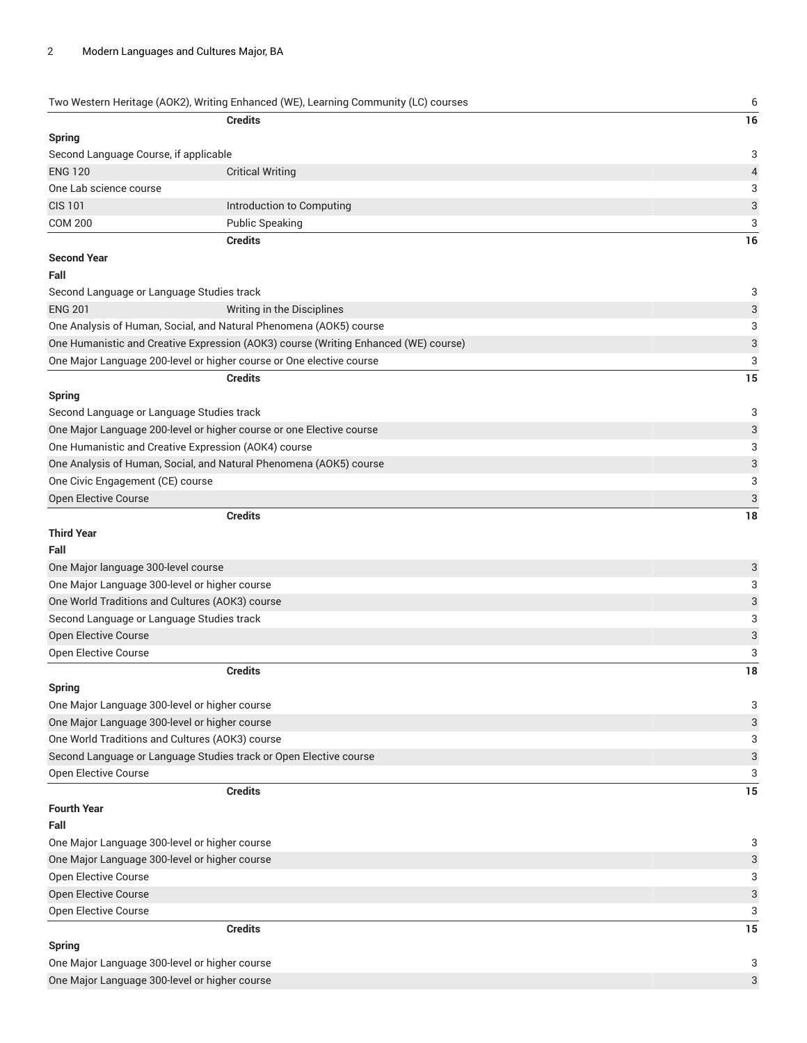| | | |
|---|---|---|
| Two Western Heritage (AOK2), Writing Enhanced (WE), Learning Community (LC) courses | | 6 |
| | **Credits** | **16** |
| **Spring** | | |
| Second Language Course, if applicable | | 3 |
| ENG 120 | Critical Writing | 4 |
| One Lab science course | | 3 |
| CIS 101 | Introduction to Computing | 3 |
| COM 200 | Public Speaking | 3 |
| | **Credits** | **16** |
| **Second Year** | | |
| **Fall** | | |
| Second Language or Language Studies track | | 3 |
| ENG 201 | Writing in the Disciplines | 3 |
| One Analysis of Human, Social, and Natural Phenomena (AOK5) course | | 3 |
| One Humanistic and Creative Expression (AOK3) course (Writing Enhanced (WE) course) | | 3 |
| One Major Language 200-level or higher course or One elective course | | 3 |
| | **Credits** | **15** |
| **Spring** | | |
| Second Language or Language Studies track | | 3 |
| One Major Language 200-level or higher course or one Elective course | | 3 |
| One Humanistic and Creative Expression (AOK4) course | | 3 |
| One Analysis of Human, Social, and Natural Phenomena (AOK5) course | | 3 |
| One Civic Engagement (CE) course | | 3 |
| Open Elective Course | | 3 |
| | **Credits** | **18** |
| **Third Year** | | |
| **Fall** | | |
| One Major language 300-level course | | 3 |
| One Major Language 300-level or higher course | | 3 |
| One World Traditions and Cultures (AOK3) course | | 3 |
| Second Language or Language Studies track | | 3 |
| Open Elective Course | | 3 |
| Open Elective Course | | 3 |
| | **Credits** | **18** |
| **Spring** | | |
| One Major Language 300-level or higher course | | 3 |
| One Major Language 300-level or higher course | | 3 |
| One World Traditions and Cultures (AOK3) course | | 3 |
| Second Language or Language Studies track or Open Elective course | | 3 |
| Open Elective Course | | 3 |
| | **Credits** | **15** |
| **Fourth Year** | | |
| **Fall** | | |
| One Major Language 300-level or higher course | | 3 |
| One Major Language 300-level or higher course | | 3 |
| Open Elective Course | | 3 |
| Open Elective Course | | 3 |
| Open Elective Course | | 3 |
| | **Credits** | **15** |
| **Spring** | | |
| One Major Language 300-level or higher course | | 3 |
| One Major Language 300-level or higher course | | 3 |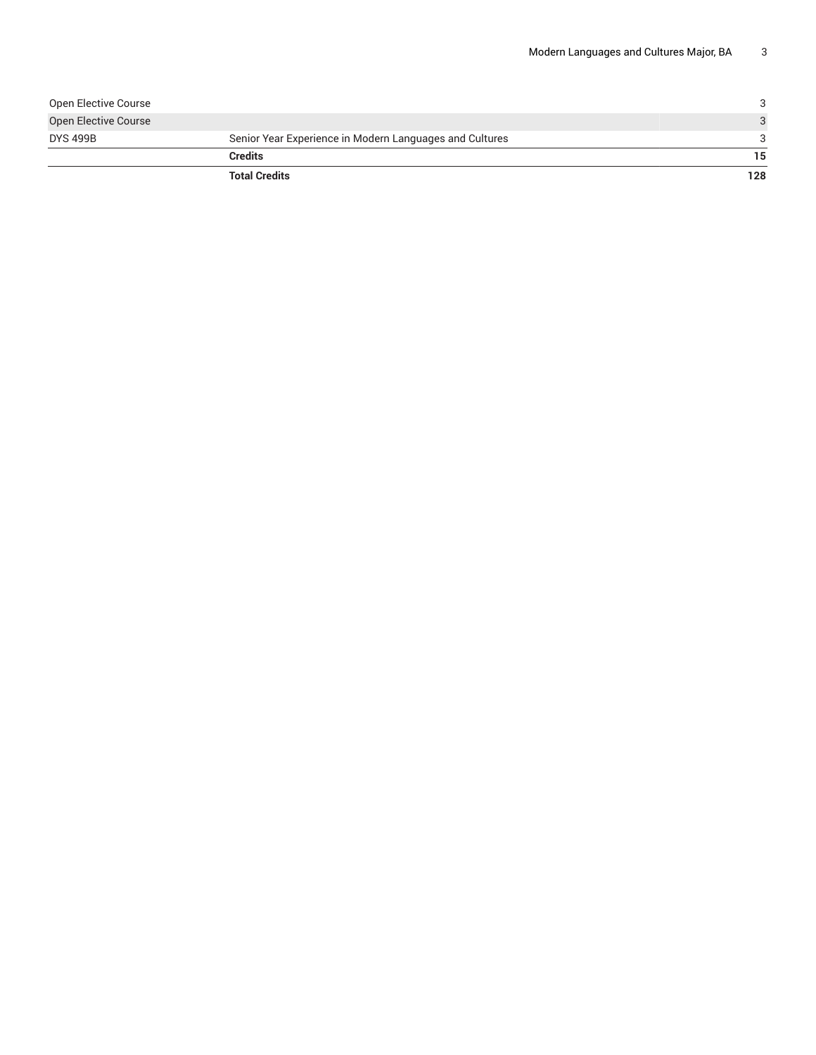| | | |
|---|---|---|
| Open Elective Course | | 3 |
| Open Elective Course | | 3 |
| DYS 499B | Senior Year Experience in Modern Languages and Cultures | 3 |
| | **Credits** | **15** |
| | **Total Credits** | **128** |